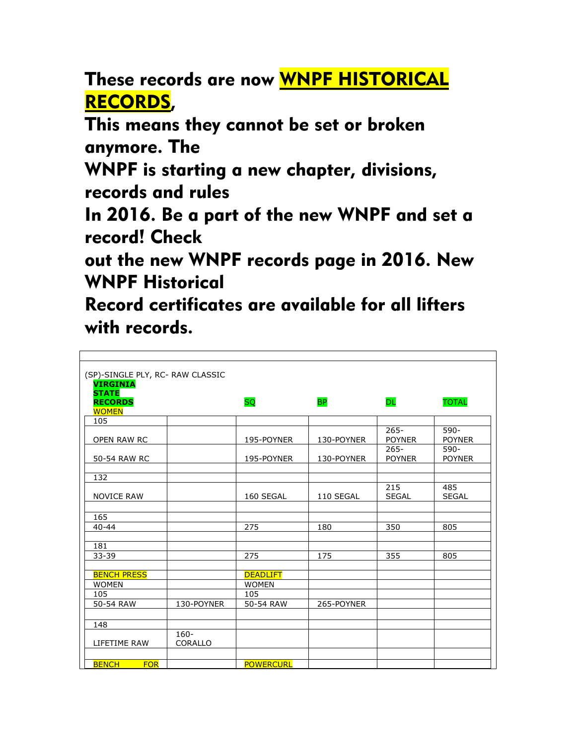**These records are now WNPF HISTORICAL RECORDS,**
**This means they cannot be set or broken anymore. The**
**WNPF is starting a new chapter, divisions, records and rules**
**In 2016. Be a part of the new WNPF and set a record! Check**
**out the new WNPF records page in 2016. New WNPF Historical**
**Record certificates are available for all lifters with records.**

(SP)-SINGLE PLY, RC- RAW CLASSIC

| **VIRGINIA STATE RECORDS** WOMEN | | SQ | BP | DL | TOTAL |
|---|---|---|---|---|---|
| 105 | | | | | |
| OPEN RAW RC | | 195-POYNER | 130-POYNER | 265-POYNER | 590-POYNER |
| 50-54 RAW RC | | 195-POYNER | 130-POYNER | 265-POYNER | 590-POYNER |
| | | | | | |
| 132 | | | | | |
| NOVICE RAW | | 160 SEGAL | 110 SEGAL | 215 SEGAL | 485 SEGAL |
| | | | | | |
| 165 | | | | | |
| 40-44 | | 275 | 180 | 350 | 805 |
| | | | | | |
| 181 | | | | | |
| 33-39 | | 275 | 175 | 355 | 805 |
| | | | | | |
| BENCH PRESS | | DEADLIFT | | | |
| WOMEN | | WOMEN | | | |
| 105 | | 105 | | | |
| 50-54 RAW | 130-POYNER | 50-54 RAW | 265-POYNER | | |
| | | | | | |
| 148 | | | | | |
| LIFETIME RAW | 160-CORALLO | | | | |
| | | | | | |
| BENCH FOR | | POWERCURL | | | |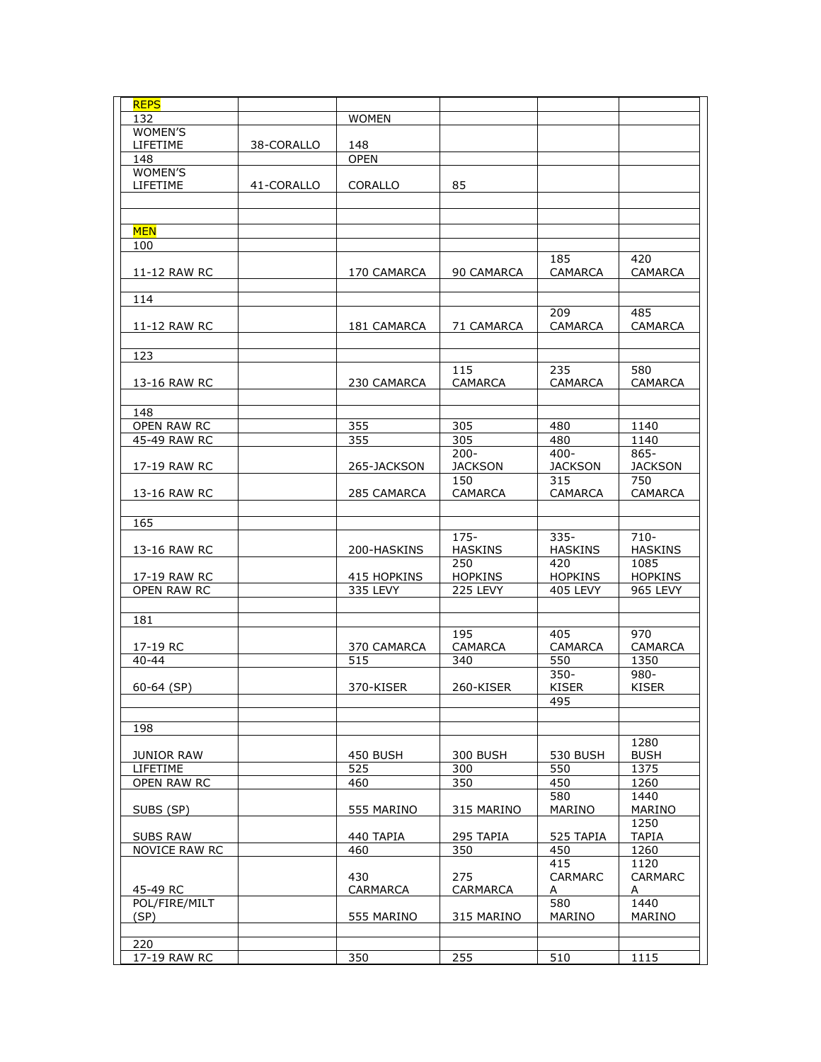| | | | | | |
|---|---|---|---|---|---|
| REPS | | | | | |
| 132 | | WOMEN | | | |
| WOMEN'S LIFETIME | 38-CORALLO | 148 | | | |
| 148 | | OPEN | | | |
| WOMEN'S LIFETIME | 41-CORALLO | CORALLO | 85 | | |
| | | | | | |
| | | | | | |
| MEN | | | | | |
| 100 | | | | | |
| 11-12 RAW RC | | 170 CAMARCA | 90 CAMARCA | 185 CAMARCA | 420 CAMARCA |
| | | | | | |
| 114 | | | | | |
| 11-12 RAW RC | | 181 CAMARCA | 71 CAMARCA | 209 CAMARCA | 485 CAMARCA |
| | | | | | |
| 123 | | | | | |
| 13-16 RAW RC | | 230 CAMARCA | 115 CAMARCA | 235 CAMARCA | 580 CAMARCA |
| | | | | | |
| 148 | | | | | |
| OPEN RAW RC | | 355 | 305 | 480 | 1140 |
| 45-49 RAW RC | | 355 | 305 | 480 | 1140 |
| 17-19 RAW RC | | 265-JACKSON | 200-JACKSON | 400-JACKSON | 865-JACKSON |
| 13-16 RAW RC | | 285 CAMARCA | 150 CAMARCA | 315 CAMARCA | 750 CAMARCA |
| | | | | | |
| 165 | | | | | |
| 13-16 RAW RC | | 200-HASKINS | 175-HASKINS | 335-HASKINS | 710-HASKINS |
| 17-19 RAW RC | | 415 HOPKINS | 250 HOPKINS | 420 HOPKINS | 1085 HOPKINS |
| OPEN RAW RC | | 335 LEVY | 225 LEVY | 405 LEVY | 965 LEVY |
| | | | | | |
| 181 | | | | | |
| 17-19 RC | | 370 CAMARCA | 195 CAMARCA | 405 CAMARCA | 970 CAMARCA |
| 40-44 | | 515 | 340 | 550 | 1350 |
| 60-64 (SP) | | 370-KISER | 260-KISER | 350-KISER | 980-KISER |
| | | | | 495 | |
| | | | | | |
| 198 | | | | | |
| JUNIOR RAW | | 450 BUSH | 300 BUSH | 530 BUSH | 1280 BUSH |
| LIFETIME | | 525 | 300 | 550 | 1375 |
| OPEN RAW RC | | 460 | 350 | 450 | 1260 |
| SUBS (SP) | | 555 MARINO | 315 MARINO | 580 MARINO | 1440 MARINO |
| SUBS RAW | | 440 TAPIA | 295 TAPIA | 525 TAPIA | 1250 TAPIA |
| NOVICE RAW RC | | 460 | 350 | 450 | 1260 |
| 45-49 RC | | 430 CARMARCA | 275 CARMARCA | 415 CARMARCA | 1120 CARMARCA |
| POL/FIRE/MILT (SP) | | 555 MARINO | 315 MARINO | 580 MARINO | 1440 MARINO |
| | | | | | |
| 220 | | | | | |
| 17-19 RAW RC | | 350 | 255 | 510 | 1115 |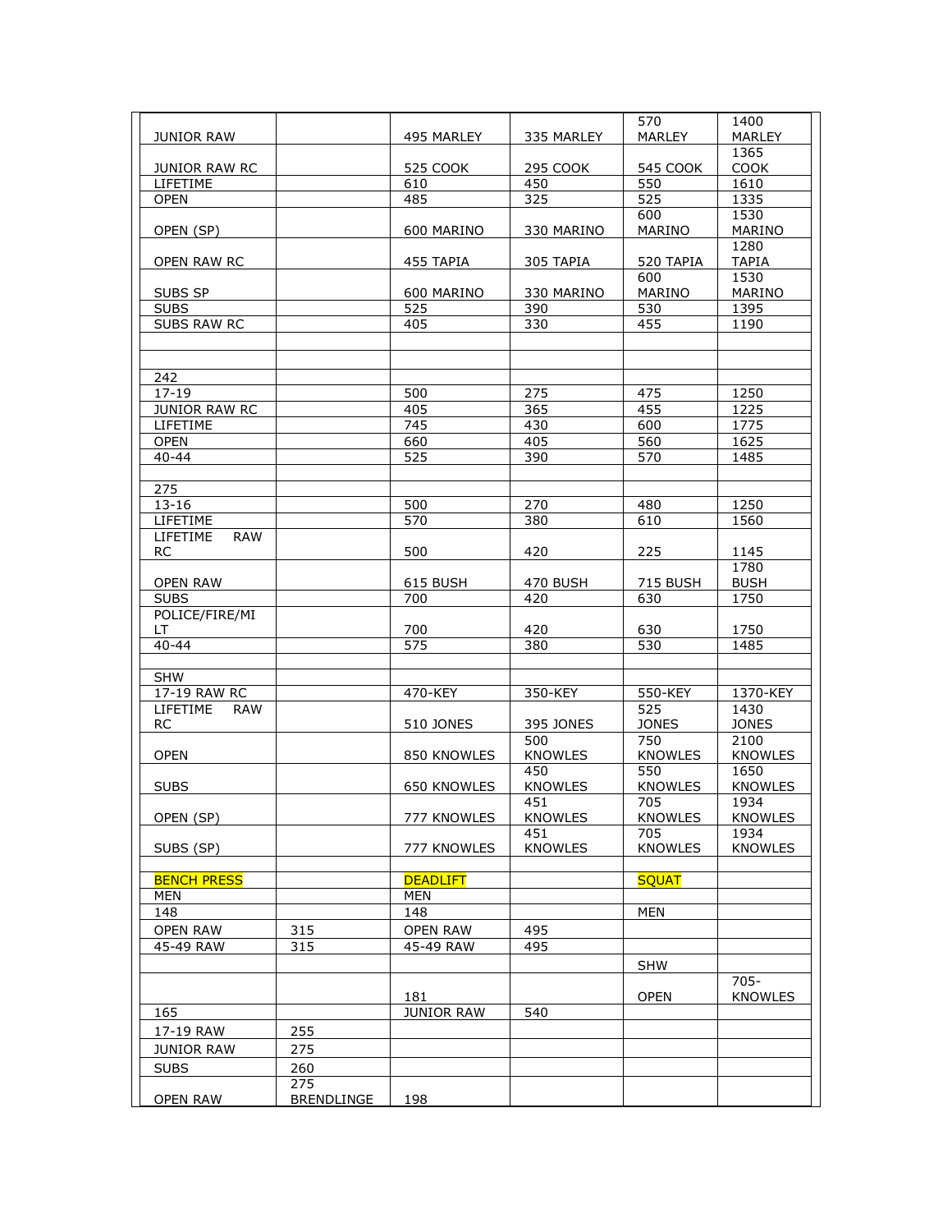| | | | | | |
|---|---|---|---|---|---|
| JUNIOR RAW | | 495 MARLEY | 335 MARLEY | 570 MARLEY | 1400 MARLEY |
| JUNIOR RAW RC | | 525 COOK | 295 COOK | 545 COOK | 1365 COOK |
| LIFETIME | | 610 | 450 | 550 | 1610 |
| OPEN | | 485 | 325 | 525 | 1335 |
| OPEN (SP) | | 600 MARINO | 330 MARINO | 600 MARINO | 1530 MARINO |
| OPEN RAW RC | | 455 TAPIA | 305 TAPIA | 520 TAPIA | 1280 TAPIA |
| SUBS SP | | 600 MARINO | 330 MARINO | 600 MARINO | 1530 MARINO |
| SUBS | | 525 | 390 | 530 | 1395 |
| SUBS RAW RC | | 405 | 330 | 455 | 1190 |
| | | | | | |
| | | | | | |
| 242 | | | | | |
| 17-19 | | 500 | 275 | 475 | 1250 |
| JUNIOR RAW RC | | 405 | 365 | 455 | 1225 |
| LIFETIME | | 745 | 430 | 600 | 1775 |
| OPEN | | 660 | 405 | 560 | 1625 |
| 40-44 | | 525 | 390 | 570 | 1485 |
| | | | | | |
| 275 | | | | | |
| 13-16 | | 500 | 270 | 480 | 1250 |
| LIFETIME | | 570 | 380 | 610 | 1560 |
| LIFETIME RAW RC | | 500 | 420 | 225 | 1145 |
| OPEN RAW | | 615 BUSH | 470 BUSH | 715 BUSH | 1780 BUSH |
| SUBS | | 700 | 420 | 630 | 1750 |
| POLICE/FIRE/MILT | | 700 | 420 | 630 | 1750 |
| 40-44 | | 575 | 380 | 530 | 1485 |
| | | | | | |
| SHW | | | | | |
| 17-19 RAW RC | | 470-KEY | 350-KEY | 550-KEY | 1370-KEY |
| LIFETIME RAW RC | | 510 JONES | 395 JONES | 525 JONES | 1430 JONES |
| OPEN | | 850 KNOWLES | 500 KNOWLES | 750 KNOWLES | 2100 KNOWLES |
| SUBS | | 650 KNOWLES | 450 KNOWLES | 550 KNOWLES | 1650 KNOWLES |
| OPEN (SP) | | 777 KNOWLES | 451 KNOWLES | 705 KNOWLES | 1934 KNOWLES |
| SUBS (SP) | | 777 KNOWLES | 451 KNOWLES | 705 KNOWLES | 1934 KNOWLES |
| | | | | | |
| BENCH PRESS | | DEADLIFT | | SQUAT | |
| MEN | | MEN | | | |
| 148 | | 148 | | MEN | |
| OPEN RAW | 315 | OPEN RAW | 495 | | |
| 45-49 RAW | 315 | 45-49 RAW | 495 | | |
| | | | | SHW | |
| | | 181 | | OPEN | 705-KNOWLES |
| 165 | | JUNIOR RAW | 540 | | |
| 17-19 RAW | 255 | | | | |
| JUNIOR RAW | 275 | | | | |
| SUBS | 260 | | | | |
| OPEN RAW | 275 BRENDLINGE | 198 | | | |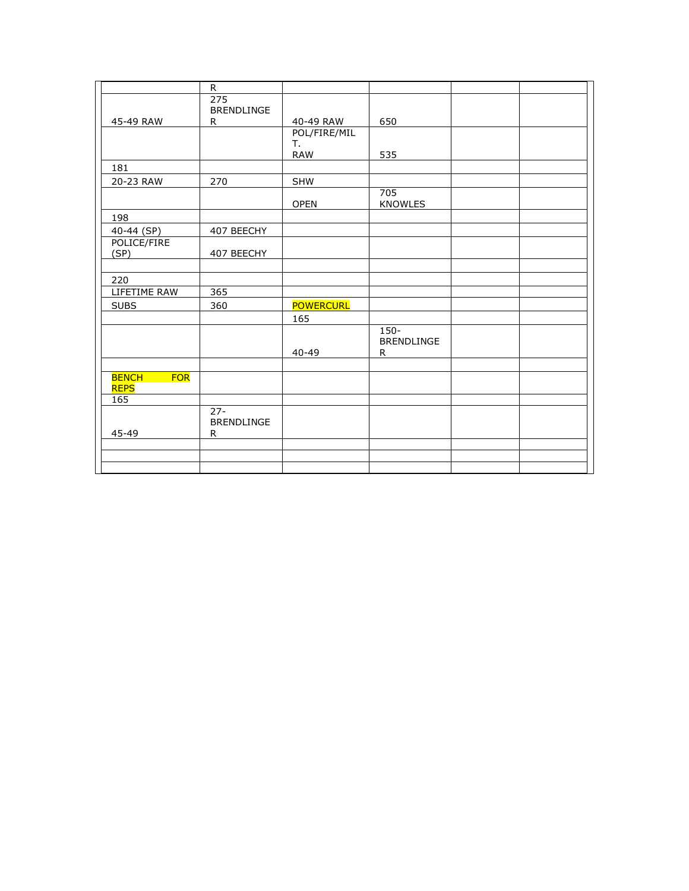| | | | | | |
|---|---|---|---|---|---|
| | R | | | | |
| 45-49 RAW | 275 BRENDLINGER | 40-49 RAW | 650 | | |
| | | POL/FIRE/MILT. RAW | 535 | | |
| 181 | | | | | |
| 20-23 RAW | 270 | SHW | | | |
| | | OPEN | 705 KNOWLES | | |
| 198 | | | | | |
| 40-44 (SP) | 407 BEECHY | | | | |
| POLICE/FIRE (SP) | 407 BEECHY | | | | |
| | | | | | |
| 220 | | | | | |
| LIFETIME RAW | 365 | | | | |
| SUBS | 360 | POWERCURL | | | |
| | | 165 | | | |
| | | 40-49 | 150-BRENDLINGER | | |
| | | | | | |
| BENCH FOR REPS | | | | | |
| 165 | | | | | |
| 45-49 | 27-BRENDLINGER | | | | |
| | | | | | |
| | | | | | |
| | | | | | |